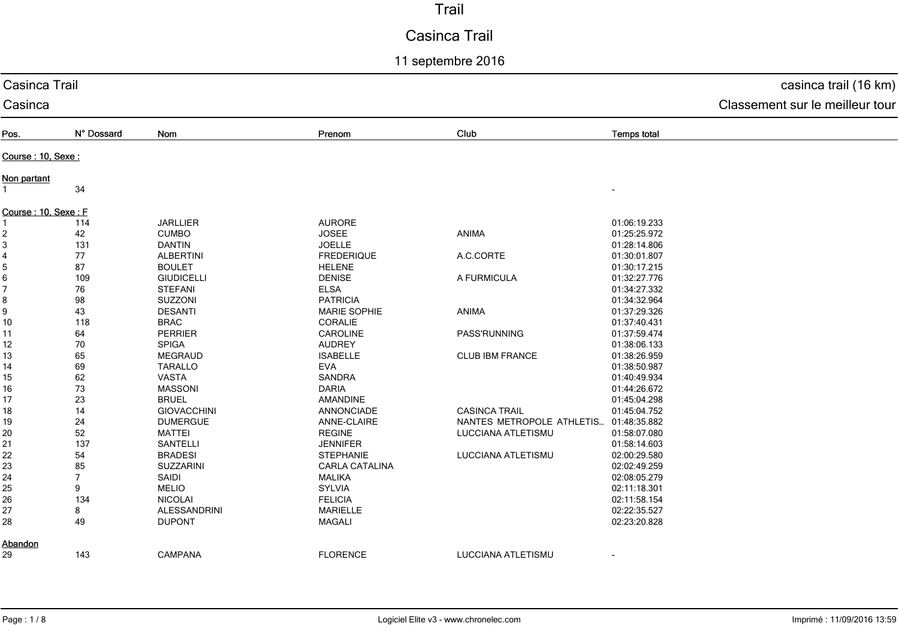# Trail

## Casinca Trail

11 septembre 2016

Casinca Trail — casinca trail (16 km)

Casinca — Classement sur le meilleur tour

| Pos. | N° Dossard | Nom | Prenom | Club | Temps total |
|---|---|---|---|---|---|
| **Course : 10, Sexe :** | | | | | |
| **Non partant** | | | | | |
| 1 | 34 | | | | - |
| **Course : 10, Sexe : F** | | | | | |
| 1 | 114 | JARLLIER | AURORE | | 01:06:19.233 |
| 2 | 42 | CUMBO | JOSEE | ANIMA | 01:25:25.972 |
| 3 | 131 | DANTIN | JOELLE | | 01:28:14.806 |
| 4 | 77 | ALBERTINI | FREDERIQUE | A.C.CORTE | 01:30:01.807 |
| 5 | 87 | BOULET | HELENE | | 01:30:17.215 |
| 6 | 109 | GIUDICELLI | DENISE | A FURMICULA | 01:32:27.776 |
| 7 | 76 | STEFANI | ELSA | | 01:34:27.332 |
| 8 | 98 | SUZZONI | PATRICIA | | 01:34:32.964 |
| 9 | 43 | DESANTI | MARIE SOPHIE | ANIMA | 01:37:29.326 |
| 10 | 118 | BRAC | CORALIE | | 01:37:40.431 |
| 11 | 64 | PERRIER | CAROLINE | PASS'RUNNING | 01:37:59.474 |
| 12 | 70 | SPIGA | AUDREY | | 01:38:06.133 |
| 13 | 65 | MEGRAUD | ISABELLE | CLUB IBM FRANCE | 01:38:26.959 |
| 14 | 69 | TARALLO | EVA | | 01:38:50.987 |
| 15 | 62 | VASTA | SANDRA | | 01:40:49.934 |
| 16 | 73 | MASSONI | DARIA | | 01:44:26.672 |
| 17 | 23 | BRUEL | AMANDINE | | 01:45:04.298 |
| 18 | 14 | GIOVACCHINI | ANNONCIADE | CASINCA TRAIL | 01:45:04.752 |
| 19 | 24 | DUMERGUE | ANNE-CLAIRE | NANTES METROPOLE ATHLETIS... | 01:48:35.882 |
| 20 | 52 | MATTEI | REGINE | LUCCIANA ATLETISMU | 01:58:07.080 |
| 21 | 137 | SANTELLI | JENNIFER | | 01:58:14.603 |
| 22 | 54 | BRADESI | STEPHANIE | LUCCIANA ATLETISMU | 02:00:29.580 |
| 23 | 85 | SUZZARINI | CARLA CATALINA | | 02:02:49.259 |
| 24 | 7 | SAIDI | MALIKA | | 02:08:05.279 |
| 25 | 9 | MELIO | SYLVIA | | 02:11:18.301 |
| 26 | 134 | NICOLAI | FELICIA | | 02:11:58.154 |
| 27 | 8 | ALESSANDRINI | MARIELLE | | 02:22:35.527 |
| 28 | 49 | DUPONT | MAGALI | | 02:23:20.828 |
| **Abandon** | | | | | |
| 29 | 143 | CAMPANA | FLORENCE | LUCCIANA ATLETISMU | - |

Logiciel Elite v3 - www.chronelec.com — Imprimé : 11/09/2016 13:59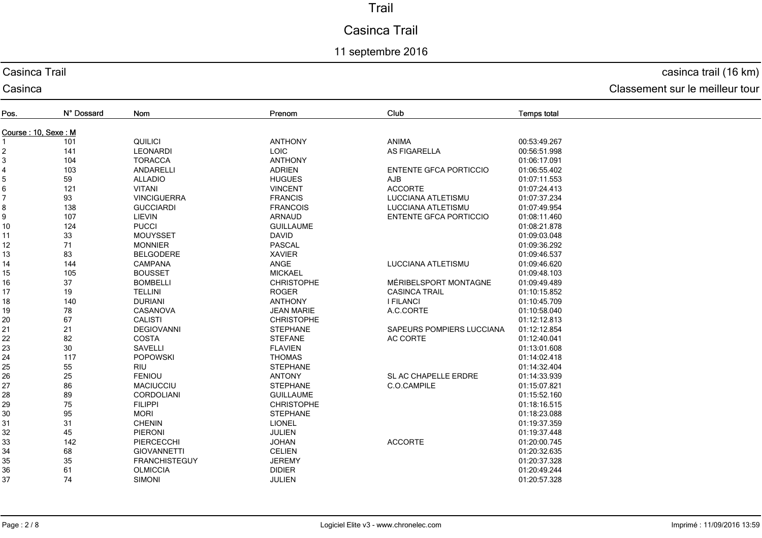# Trail

## Casinca Trail

11 septembre 2016

Casinca Trail — casinca trail (16 km)

Casinca — Classement sur le meilleur tour

| Pos. | N° Dossard | Nom | Prenom | Club | Temps total |
|---|---|---|---|---|---|
| **Course : 10, Sexe : M** | | | | | |
| 1 | 101 | QUILICI | ANTHONY | ANIMA | 00:53:49.267 |
| 2 | 141 | LEONARDI | LOIC | AS FIGARELLA | 00:56:51.998 |
| 3 | 104 | TORACCA | ANTHONY | | 01:06:17.091 |
| 4 | 103 | ANDARELLI | ADRIEN | ENTENTE GFCA PORTICCIO | 01:06:55.402 |
| 5 | 59 | ALLADIO | HUGUES | AJB | 01:07:11.553 |
| 6 | 121 | VITANI | VINCENT | ACCORTE | 01:07:24.413 |
| 7 | 93 | VINCIGUERRA | FRANCIS | LUCCIANA ATLETISMU | 01:07:37.234 |
| 8 | 138 | GUCCIARDI | FRANCOIS | LUCCIANA ATLETISMU | 01:07:49.954 |
| 9 | 107 | LIEVIN | ARNAUD | ENTENTE GFCA PORTICCIO | 01:08:11.460 |
| 10 | 124 | PUCCI | GUILLAUME | | 01:08:21.878 |
| 11 | 33 | MOUYSSET | DAVID | | 01:09:03.048 |
| 12 | 71 | MONNIER | PASCAL | | 01:09:36.292 |
| 13 | 83 | BELGODERE | XAVIER | | 01:09:46.537 |
| 14 | 144 | CAMPANA | ANGE | LUCCIANA ATLETISMU | 01:09:46.620 |
| 15 | 105 | BOUSSET | MICKAEL | | 01:09:48.103 |
| 16 | 37 | BOMBELLI | CHRISTOPHE | MÉRIBELSPORT MONTAGNE | 01:09:49.489 |
| 17 | 19 | TELLINI | ROGER | CASINCA TRAIL | 01:10:15.852 |
| 18 | 140 | DURIANI | ANTHONY | I FILANCI | 01:10:45.709 |
| 19 | 78 | CASANOVA | JEAN MARIE | A.C.CORTE | 01:10:58.040 |
| 20 | 67 | CALISTI | CHRISTOPHE | | 01:12:12.813 |
| 21 | 21 | DEGIOVANNI | STEPHANE | SAPEURS POMPIERS LUCCIANA | 01:12:12.854 |
| 22 | 82 | COSTA | STEFANE | AC CORTE | 01:12:40.041 |
| 23 | 30 | SAVELLI | FLAVIEN | | 01:13:01.608 |
| 24 | 117 | POPOWSKI | THOMAS | | 01:14:02.418 |
| 25 | 55 | RIU | STEPHANE | | 01:14:32.404 |
| 26 | 25 | FENIOU | ANTONY | SL AC CHAPELLE ERDRE | 01:14:33.939 |
| 27 | 86 | MACIUCCIU | STEPHANE | C.O.CAMPILE | 01:15:07.821 |
| 28 | 89 | CORDOLIANI | GUILLAUME | | 01:15:52.160 |
| 29 | 75 | FILIPPI | CHRISTOPHE | | 01:18:16.515 |
| 30 | 95 | MORI | STEPHANE | | 01:18:23.088 |
| 31 | 31 | CHENIN | LIONEL | | 01:19:37.359 |
| 32 | 45 | PIERONI | JULIEN | | 01:19:37.448 |
| 33 | 142 | PIERCECCHI | JOHAN | ACCORTE | 01:20:00.745 |
| 34 | 68 | GIOVANNETTI | CELIEN | | 01:20:32.635 |
| 35 | 35 | FRANCHISTEGUY | JEREMY | | 01:20:37.328 |
| 36 | 61 | OLMICCIA | DIDIER | | 01:20:49.244 |
| 37 | 74 | SIMONI | JULIEN | | 01:20:57.328 |

Logiciel Elite v3 - www.chronelec.com — Imprimé : 11/09/2016 13:59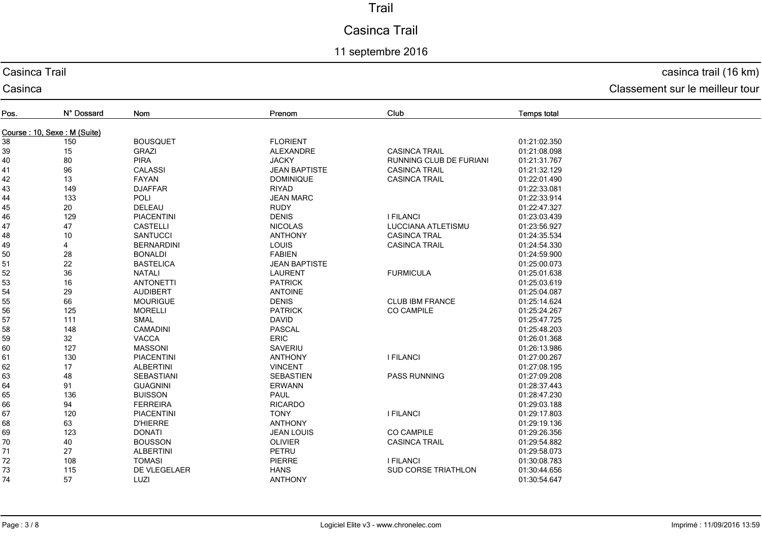# Trail

# Casinca Trail

## 11 septembre 2016

Casinca Trail — casinca trail (16 km)

Casinca — Classement sur le meilleur tour

| Pos. | N° Dossard | Nom | Prenom | Club | Temps total |
|---|---|---|---|---|---|
| **Course : 10, Sexe : M (Suite)** | | | | | |
| 38 | 150 | BOUSQUET | FLORIENT | | 01:21:02.350 |
| 39 | 15 | GRAZI | ALEXANDRE | CASINCA TRAIL | 01:21:08.098 |
| 40 | 80 | PIRA | JACKY | RUNNING CLUB DE FURIANI | 01:21:31.767 |
| 41 | 96 | CALASSI | JEAN BAPTISTE | CASINCA TRAIL | 01:21:32.129 |
| 42 | 13 | FAYAN | DOMINIQUE | CASINCA TRAIL | 01:22:01.490 |
| 43 | 149 | DJAFFAR | RIYAD | | 01:22:33.081 |
| 44 | 133 | POLI | JEAN MARC | | 01:22:33.914 |
| 45 | 20 | DELEAU | RUDY | | 01:22:47.327 |
| 46 | 129 | PIACENTINI | DENIS | I FILANCI | 01:23:03.439 |
| 47 | 47 | CASTELLI | NICOLAS | LUCCIANA ATLETISMU | 01:23:56.927 |
| 48 | 10 | SANTUCCI | ANTHONY | CASINCA TRAL | 01:24:35.534 |
| 49 | 4 | BERNARDINI | LOUIS | CASINCA TRAIL | 01:24:54.330 |
| 50 | 28 | BONALDI | FABIEN | | 01:24:59.900 |
| 51 | 22 | BASTELICA | JEAN BAPTISTE | | 01:25:00.073 |
| 52 | 36 | NATALI | LAURENT | FURMICULA | 01:25:01.638 |
| 53 | 16 | ANTONETTI | PATRICK | | 01:25:03.619 |
| 54 | 29 | AUDIBERT | ANTOINE | | 01:25:04.087 |
| 55 | 66 | MOURIGUE | DENIS | CLUB IBM FRANCE | 01:25:14.624 |
| 56 | 125 | MORELLI | PATRICK | CO CAMPILE | 01:25:24.267 |
| 57 | 111 | SMAL | DAVID | | 01:25:47.725 |
| 58 | 148 | CAMADINI | PASCAL | | 01:25:48.203 |
| 59 | 32 | VACCA | ERIC | | 01:26:01.368 |
| 60 | 127 | MASSONI | SAVERIU | | 01:26:13.986 |
| 61 | 130 | PIACENTINI | ANTHONY | I FILANCI | 01:27:00.267 |
| 62 | 17 | ALBERTINI | VINCENT | | 01:27:08.195 |
| 63 | 48 | SEBASTIANI | SEBASTIEN | PASS RUNNING | 01:27:09.208 |
| 64 | 91 | GUAGNINI | ERWANN | | 01:28:37.443 |
| 65 | 136 | BUISSON | PAUL | | 01:28:47.230 |
| 66 | 94 | FERREIRA | RICARDO | | 01:29:03.188 |
| 67 | 120 | PIACENTINI | TONY | I FILANCI | 01:29:17.803 |
| 68 | 63 | D'HIERRE | ANTHONY | | 01:29:19.136 |
| 69 | 123 | DONATI | JEAN LOUIS | CO CAMPILE | 01:29:26.356 |
| 70 | 40 | BOUSSON | OLIVIER | CASINCA TRAIL | 01:29:54.882 |
| 71 | 27 | ALBERTINI | PETRU | | 01:29:58.073 |
| 72 | 108 | TOMASI | PIERRE | I FILANCI | 01:30:08.783 |
| 73 | 115 | DE VLEGELAER | HANS | SUD CORSE TRIATHLON | 01:30:44.656 |
| 74 | 57 | LUZI | ANTHONY | | 01:30:54.647 |

Logiciel Elite v3 - www.chronelec.com

Imprimé : 11/09/2016 13:59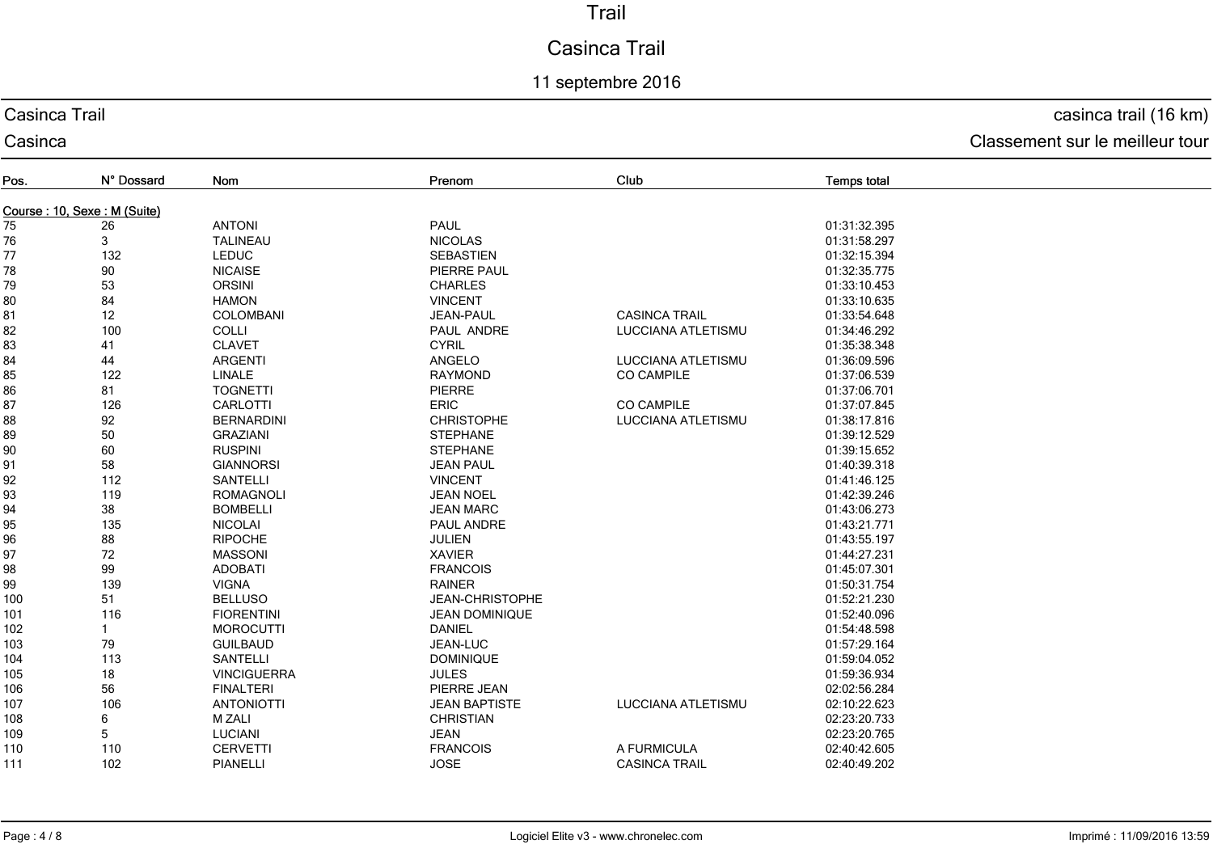# Trail

## Casinca Trail

11 septembre 2016

Casinca Trail — casinca trail (16 km)

Casinca — Classement sur le meilleur tour

| Pos. | N° Dossard | Nom | Prenom | Club | Temps total |
|---|---|---|---|---|---|
| **Course : 10, Sexe : M (Suite)** | | | | | |
| 75 | 26 | ANTONI | PAUL | | 01:31:32.395 |
| 76 | 3 | TALINEAU | NICOLAS | | 01:31:58.297 |
| 77 | 132 | LEDUC | SEBASTIEN | | 01:32:15.394 |
| 78 | 90 | NICAISE | PIERRE PAUL | | 01:32:35.775 |
| 79 | 53 | ORSINI | CHARLES | | 01:33:10.453 |
| 80 | 84 | HAMON | VINCENT | | 01:33:10.635 |
| 81 | 12 | COLOMBANI | JEAN-PAUL | CASINCA TRAIL | 01:33:54.648 |
| 82 | 100 | COLLI | PAUL ANDRE | LUCCIANA ATLETISMU | 01:34:46.292 |
| 83 | 41 | CLAVET | CYRIL | | 01:35:38.348 |
| 84 | 44 | ARGENTI | ANGELO | LUCCIANA ATLETISMU | 01:36:09.596 |
| 85 | 122 | LINALE | RAYMOND | CO CAMPILE | 01:37:06.539 |
| 86 | 81 | TOGNETTI | PIERRE | | 01:37:06.701 |
| 87 | 126 | CARLOTTI | ERIC | CO CAMPILE | 01:37:07.845 |
| 88 | 92 | BERNARDINI | CHRISTOPHE | LUCCIANA ATLETISMU | 01:38:17.816 |
| 89 | 50 | GRAZIANI | STEPHANE | | 01:39:12.529 |
| 90 | 60 | RUSPINI | STEPHANE | | 01:39:15.652 |
| 91 | 58 | GIANNORSI | JEAN PAUL | | 01:40:39.318 |
| 92 | 112 | SANTELLI | VINCENT | | 01:41:46.125 |
| 93 | 119 | ROMAGNOLI | JEAN NOEL | | 01:42:39.246 |
| 94 | 38 | BOMBELLI | JEAN MARC | | 01:43:06.273 |
| 95 | 135 | NICOLAI | PAUL ANDRE | | 01:43:21.771 |
| 96 | 88 | RIPOCHE | JULIEN | | 01:43:55.197 |
| 97 | 72 | MASSONI | XAVIER | | 01:44:27.231 |
| 98 | 99 | ADOBATI | FRANCOIS | | 01:45:07.301 |
| 99 | 139 | VIGNA | RAINER | | 01:50:31.754 |
| 100 | 51 | BELLUSO | JEAN-CHRISTOPHE | | 01:52:21.230 |
| 101 | 116 | FIORENTINI | JEAN DOMINIQUE | | 01:52:40.096 |
| 102 | 1 | MOROCUTTI | DANIEL | | 01:54:48.598 |
| 103 | 79 | GUILBAUD | JEAN-LUC | | 01:57:29.164 |
| 104 | 113 | SANTELLI | DOMINIQUE | | 01:59:04.052 |
| 105 | 18 | VINCIGUERRA | JULES | | 01:59:36.934 |
| 106 | 56 | FINALTERI | PIERRE JEAN | | 02:02:56.284 |
| 107 | 106 | ANTONIOTTI | JEAN BAPTISTE | LUCCIANA ATLETISMU | 02:10:22.623 |
| 108 | 6 | M ZALI | CHRISTIAN | | 02:23:20.733 |
| 109 | 5 | LUCIANI | JEAN | | 02:23:20.765 |
| 110 | 110 | CERVETTI | FRANCOIS | A FURMICULA | 02:40:42.605 |
| 111 | 102 | PIANELLI | JOSE | CASINCA TRAIL | 02:40:49.202 |

Logiciel Elite v3 - www.chronelec.com — Imprimé : 11/09/2016 13:59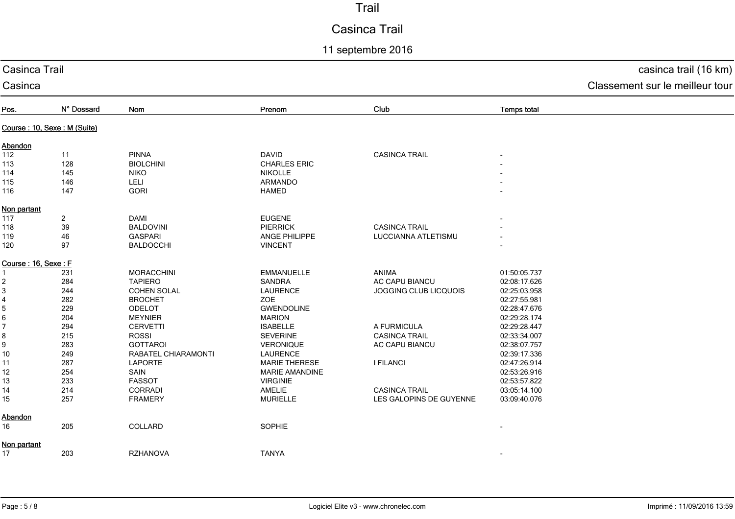# Trail

## Casinca Trail

11 septembre 2016

Casinca Trail — casinca trail (16 km)

Casinca — Classement sur le meilleur tour

| Pos. | N° Dossard | Nom | Prenom | Club | Temps total |
|---|---|---|---|---|---|
| **Course : 10, Sexe : M (Suite)** | | | | | |
| **Abandon** | | | | | |
| 112 | 11 | PINNA | DAVID | CASINCA TRAIL | - |
| 113 | 128 | BIOLCHINI | CHARLES ERIC | | - |
| 114 | 145 | NIKO | NIKOLLE | | - |
| 115 | 146 | LELI | ARMANDO | | - |
| 116 | 147 | GORI | HAMED | | - |
| **Non partant** | | | | | |
| 117 | 2 | DAMI | EUGENE | | - |
| 118 | 39 | BALDOVINI | PIERRICK | CASINCA TRAIL | - |
| 119 | 46 | GASPARI | ANGE PHILIPPE | LUCCIANNA ATLETISMU | - |
| 120 | 97 | BALDOCCHI | VINCENT | | - |
| **Course : 16, Sexe : F** | | | | | |
| 1 | 231 | MORACCHINI | EMMANUELLE | ANIMA | 01:50:05.737 |
| 2 | 284 | TAPIERO | SANDRA | AC CAPU BIANCU | 02:08:17.626 |
| 3 | 244 | COHEN SOLAL | LAURENCE | JOGGING CLUB LICQUOIS | 02:25:03.958 |
| 4 | 282 | BROCHET | ZOE | | 02:27:55.981 |
| 5 | 229 | ODELOT | GWENDOLINE | | 02:28:47.676 |
| 6 | 204 | MEYNIER | MARION | | 02:29:28.174 |
| 7 | 294 | CERVETTI | ISABELLE | A FURMICULA | 02:29:28.447 |
| 8 | 215 | ROSSI | SEVERINE | CASINCA TRAIL | 02:33:34.007 |
| 9 | 283 | GOTTAROI | VERONIQUE | AC CAPU BIANCU | 02:38:07.757 |
| 10 | 249 | RABATEL CHIARAMONTI | LAURENCE | | 02:39:17.336 |
| 11 | 287 | LAPORTE | MARIE THERESE | I FILANCI | 02:47:26.914 |
| 12 | 254 | SAIN | MARIE AMANDINE | | 02:53:26.916 |
| 13 | 233 | FASSOT | VIRGINIE | | 02:53:57.822 |
| 14 | 214 | CORRADI | AMELIE | CASINCA TRAIL | 03:05:14.100 |
| 15 | 257 | FRAMERY | MURIELLE | LES GALOPINS DE GUYENNE | 03:09:40.076 |
| **Abandon** | | | | | |
| 16 | 205 | COLLARD | SOPHIE | | - |
| **Non partant** | | | | | |
| 17 | 203 | RZHANOVA | TANYA | | - |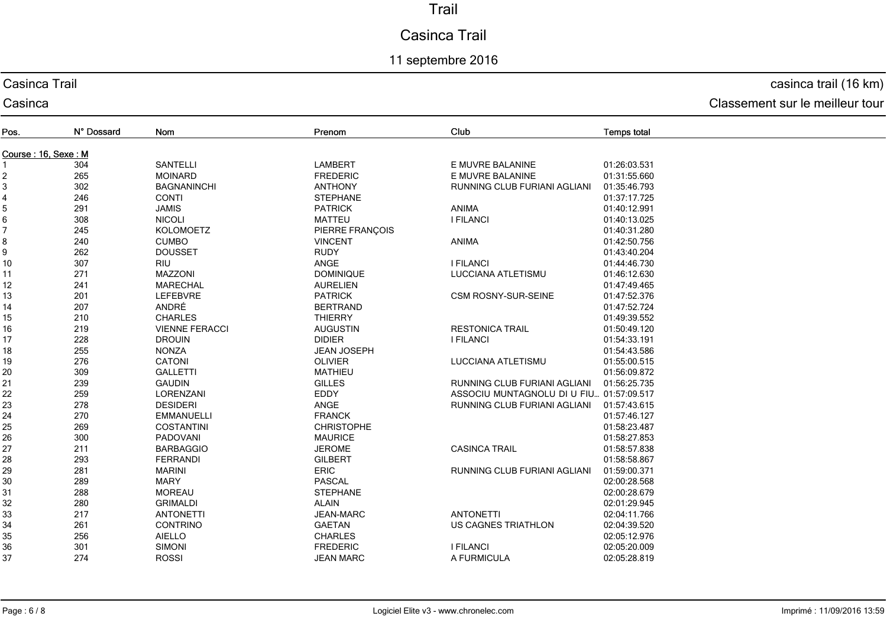# Trail

## Casinca Trail

11 septembre 2016

**Casinca Trail** — casinca trail (16 km)

**Casinca** — Classement sur le meilleur tour

| Pos. | N° Dossard | Nom | Prenom | Club | Temps total |
|---|---|---|---|---|---|
| **Course : 16, Sexe : M** | | | | | |
| 1 | 304 | SANTELLI | LAMBERT | E MUVRE BALANINE | 01:26:03.531 |
| 2 | 265 | MOINARD | FREDERIC | E MUVRE BALANINE | 01:31:55.660 |
| 3 | 302 | BAGNANINCHI | ANTHONY | RUNNING CLUB FURIANI AGLIANI | 01:35:46.793 |
| 4 | 246 | CONTI | STEPHANE | | 01:37:17.725 |
| 5 | 291 | JAMIS | PATRICK | ANIMA | 01:40:12.991 |
| 6 | 308 | NICOLI | MATTEU | I FILANCI | 01:40:13.025 |
| 7 | 245 | KOLOMOETZ | PIERRE FRANÇOIS | | 01:40:31.280 |
| 8 | 240 | CUMBO | VINCENT | ANIMA | 01:42:50.756 |
| 9 | 262 | DOUSSET | RUDY | | 01:43:40.204 |
| 10 | 307 | RIU | ANGE | I FILANCI | 01:44:46.730 |
| 11 | 271 | MAZZONI | DOMINIQUE | LUCCIANA ATLETISMU | 01:46:12.630 |
| 12 | 241 | MARECHAL | AURELIEN | | 01:47:49.465 |
| 13 | 201 | LEFEBVRE | PATRICK | CSM ROSNY-SUR-SEINE | 01:47:52.376 |
| 14 | 207 | ANDRÉ | BERTRAND | | 01:47:52.724 |
| 15 | 210 | CHARLES | THIERRY | | 01:49:39.552 |
| 16 | 219 | VIENNE FERACCI | AUGUSTIN | RESTONICA TRAIL | 01:50:49.120 |
| 17 | 228 | DROUIN | DIDIER | I FILANCI | 01:54:33.191 |
| 18 | 255 | NONZA | JEAN JOSEPH | | 01:54:43.586 |
| 19 | 276 | CATONI | OLIVIER | LUCCIANA ATLETISMU | 01:55:00.515 |
| 20 | 309 | GALLETTI | MATHIEU | | 01:56:09.872 |
| 21 | 239 | GAUDIN | GILLES | RUNNING CLUB FURIANI AGLIANI | 01:56:25.735 |
| 22 | 259 | LORENZANI | EDDY | ASSOCIU MUNTAGNOLU DI U FIU... | 01:57:09.517 |
| 23 | 278 | DESIDERI | ANGE | RUNNING CLUB FURIANI AGLIANI | 01:57:43.615 |
| 24 | 270 | EMMANUELLI | FRANCK | | 01:57:46.127 |
| 25 | 269 | COSTANTINI | CHRISTOPHE | | 01:58:23.487 |
| 26 | 300 | PADOVANI | MAURICE | | 01:58:27.853 |
| 27 | 211 | BARBAGGIO | JEROME | CASINCA TRAIL | 01:58:57.838 |
| 28 | 293 | FERRANDI | GILBERT | | 01:58:58.867 |
| 29 | 281 | MARINI | ERIC | RUNNING CLUB FURIANI AGLIANI | 01:59:00.371 |
| 30 | 289 | MARY | PASCAL | | 02:00:28.568 |
| 31 | 288 | MOREAU | STEPHANE | | 02:00:28.679 |
| 32 | 280 | GRIMALDI | ALAIN | | 02:01:29.945 |
| 33 | 217 | ANTONETTI | JEAN-MARC | ANTONETTI | 02:04:11.766 |
| 34 | 261 | CONTRINO | GAETAN | US CAGNES TRIATHLON | 02:04:39.520 |
| 35 | 256 | AIELLO | CHARLES | | 02:05:12.976 |
| 36 | 301 | SIMONI | FREDERIC | I FILANCI | 02:05:20.009 |
| 37 | 274 | ROSSI | JEAN MARC | A FURMICULA | 02:05:28.819 |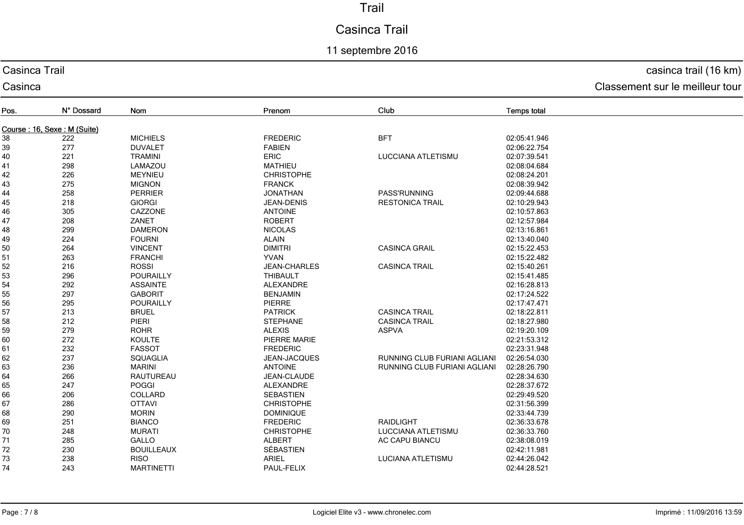# Trail

## Casinca Trail

11 septembre 2016

Casinca Trail — casinca trail (16 km)

Casinca — Classement sur le meilleur tour

| Pos. | N° Dossard | Nom | Prenom | Club | Temps total |
|---|---|---|---|---|---|
| **Course : 16, Sexe : M (Suite)** | | | | | |
| 38 | 222 | MICHIELS | FREDERIC | BFT | 02:05:41.946 |
| 39 | 277 | DUVALET | FABIEN | | 02:06:22.754 |
| 40 | 221 | TRAMINI | ERIC | LUCCIANA ATLETISMU | 02:07:39.541 |
| 41 | 298 | LAMAZOU | MATHIEU | | 02:08:04.684 |
| 42 | 226 | MEYNIEU | CHRISTOPHE | | 02:08:24.201 |
| 43 | 275 | MIGNON | FRANCK | | 02:08:39.942 |
| 44 | 258 | PERRIER | JONATHAN | PASS'RUNNING | 02:09:44.688 |
| 45 | 218 | GIORGI | JEAN-DENIS | RESTONICA TRAIL | 02:10:29.943 |
| 46 | 305 | CAZZONE | ANTOINE | | 02:10:57.863 |
| 47 | 208 | ZANET | ROBERT | | 02:12:57.984 |
| 48 | 299 | DAMERON | NICOLAS | | 02:13:16.861 |
| 49 | 224 | FOURNI | ALAIN | | 02:13:40.040 |
| 50 | 264 | VINCENT | DIMITRI | CASINCA GRAIL | 02:15:22.453 |
| 51 | 263 | FRANCHI | YVAN | | 02:15:22.482 |
| 52 | 216 | ROSSI | JEAN-CHARLES | CASINCA TRAIL | 02:15:40.261 |
| 53 | 296 | POURAILLY | THIBAULT | | 02:15:41.485 |
| 54 | 292 | ASSAINTE | ALEXANDRE | | 02:16:28.813 |
| 55 | 297 | GABORIT | BENJAMIN | | 02:17:24.522 |
| 56 | 295 | POURAILLY | PIERRE | | 02:17:47.471 |
| 57 | 213 | BRUEL | PATRICK | CASINCA TRAIL | 02:18:22.811 |
| 58 | 212 | PIERI | STEPHANE | CASINCA TRAIL | 02:18:27.980 |
| 59 | 279 | ROHR | ALEXIS | ASPVA | 02:19:20.109 |
| 60 | 272 | KOULTE | PIERRE MARIE | | 02:21:53.312 |
| 61 | 232 | FASSOT | FREDERIC | | 02:23:31.948 |
| 62 | 237 | SQUAGLIA | JEAN-JACQUES | RUNNING CLUB FURIANI AGLIANI | 02:26:54.030 |
| 63 | 236 | MARINI | ANTOINE | RUNNING CLUB FURIANI AGLIANI | 02:28:26.790 |
| 64 | 266 | RAUTUREAU | JEAN-CLAUDE | | 02:28:34.630 |
| 65 | 247 | POGGI | ALEXANDRE | | 02:28:37.672 |
| 66 | 206 | COLLARD | SEBASTIEN | | 02:29:49.520 |
| 67 | 286 | OTTAVI | CHRISTOPHE | | 02:31:56.399 |
| 68 | 290 | MORIN | DOMINIQUE | | 02:33:44.739 |
| 69 | 251 | BIANCO | FREDERIC | RAIDLIGHT | 02:36:33.678 |
| 70 | 248 | MURATI | CHRISTOPHE | LUCCIANA ATLETISMU | 02:36:33.760 |
| 71 | 285 | GALLO | ALBERT | AC CAPU BIANCU | 02:38:08.019 |
| 72 | 230 | BOUILLEAUX | SÉBASTIEN | | 02:42:11.981 |
| 73 | 238 | RISO | ARIEL | LUCIANA ATLETISMU | 02:44:26.042 |
| 74 | 243 | MARTINETTI | PAUL-FELIX | | 02:44:28.521 |

Logiciel Elite v3 - www.chronelec.com — Imprimé : 11/09/2016 13:59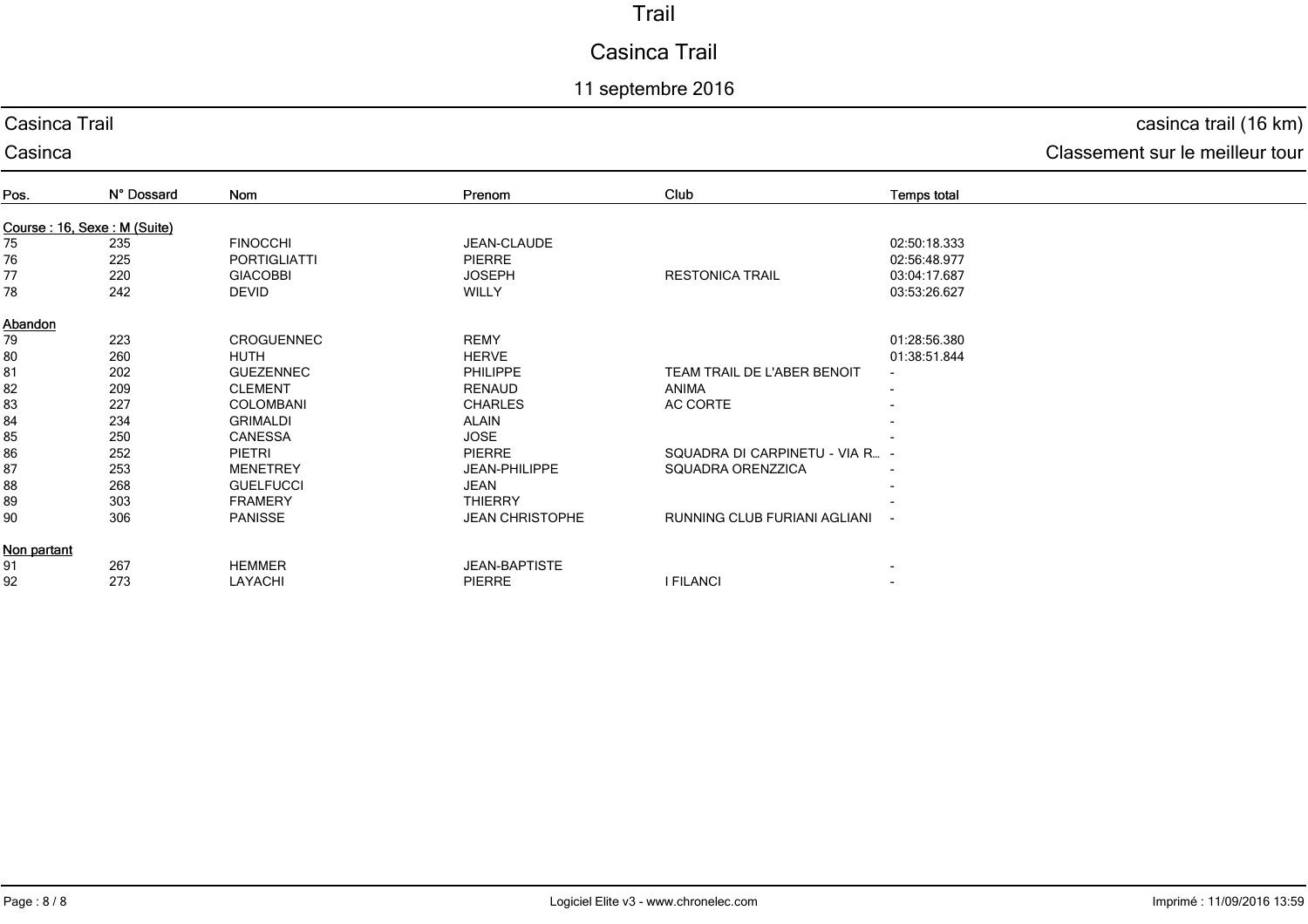# Trail

# Casinca Trail

11 septembre 2016

Casinca Trail — casinca trail (16 km)

Casinca — Classement sur le meilleur tour

| Pos. | N° Dossard | Nom | Prenom | Club | Temps total |
|---|---|---|---|---|---|
| **Course : 16, Sexe : M (Suite)** | | | | | |
| 75 | 235 | FINOCCHI | JEAN-CLAUDE | | 02:50:18.333 |
| 76 | 225 | PORTIGLIATTI | PIERRE | | 02:56:48.977 |
| 77 | 220 | GIACOBBI | JOSEPH | RESTONICA TRAIL | 03:04:17.687 |
| 78 | 242 | DEVID | WILLY | | 03:53:26.627 |
| **Abandon** | | | | | |
| 79 | 223 | CROGUENNEC | REMY | | 01:28:56.380 |
| 80 | 260 | HUTH | HERVE | | 01:38:51.844 |
| 81 | 202 | GUEZENNEC | PHILIPPE | TEAM TRAIL DE L'ABER BENOIT | - |
| 82 | 209 | CLEMENT | RENAUD | ANIMA | - |
| 83 | 227 | COLOMBANI | CHARLES | AC CORTE | - |
| 84 | 234 | GRIMALDI | ALAIN | | - |
| 85 | 250 | CANESSA | JOSE | | - |
| 86 | 252 | PIETRI | PIERRE | SQUADRA DI CARPINETU - VIA R... | - |
| 87 | 253 | MENETREY | JEAN-PHILIPPE | SQUADRA ORENZZICA | - |
| 88 | 268 | GUELFUCCI | JEAN | | - |
| 89 | 303 | FRAMERY | THIERRY | | - |
| 90 | 306 | PANISSE | JEAN CHRISTOPHE | RUNNING CLUB FURIANI AGLIANI | - |
| **Non partant** | | | | | |
| 91 | 267 | HEMMER | JEAN-BAPTISTE | | - |
| 92 | 273 | LAYACHI | PIERRE | I FILANCI | - |

Logiciel Elite v3 - www.chronelec.com

Imprimé : 11/09/2016 13:59